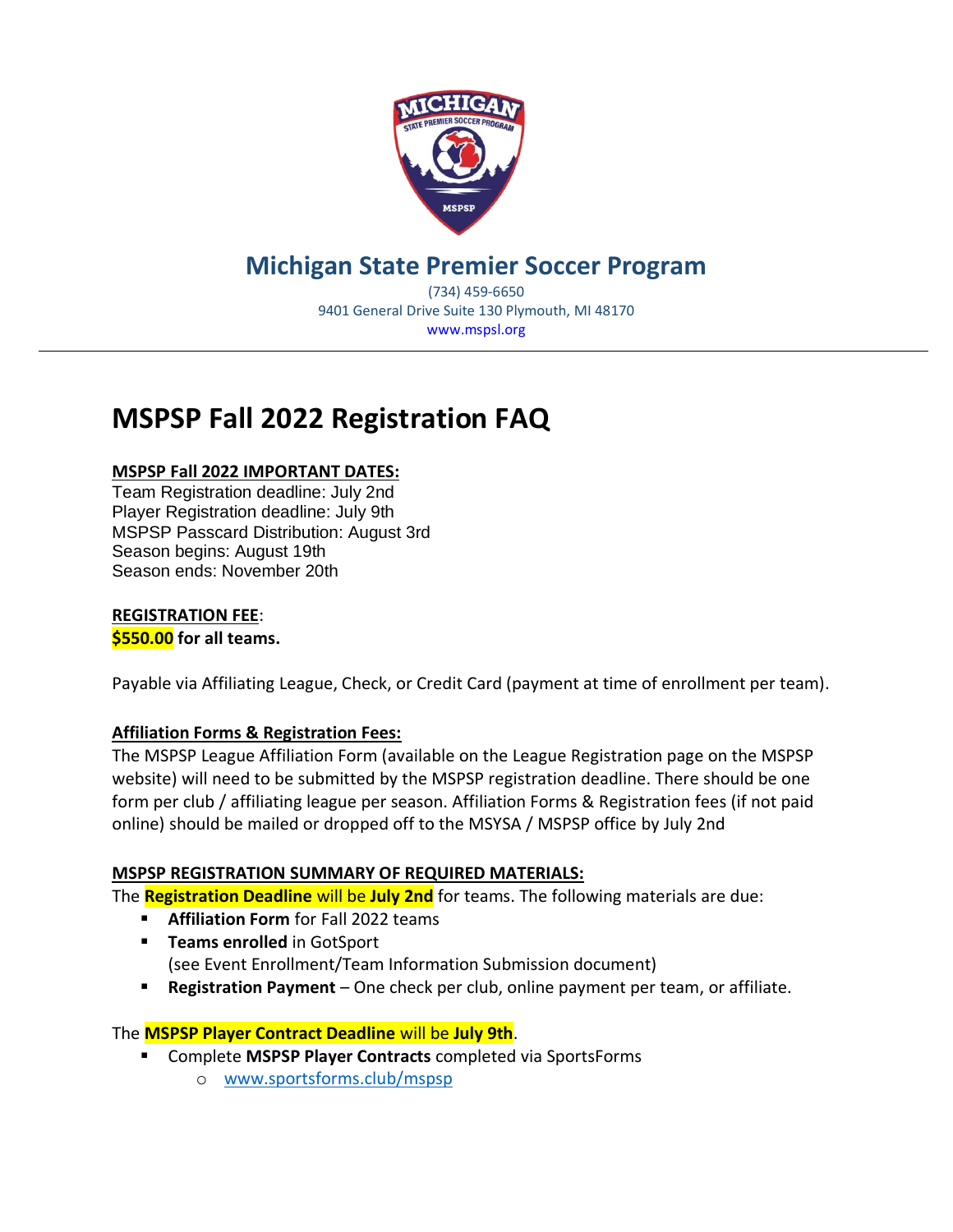## Michigan State Premier Soccer Program

(734) 459-6650
9401 General Drive Suite 130 Plymouth, MI 48170
www.mspsl.org

---

# MSPSP Fall 2022 Registration FAQ

**MSPSP Fall 2022 IMPORTANT DATES:**
Team Registration deadline: July 2nd
Player Registration deadline: July 9th
MSPSP Passcard Distribution: August 3rd
Season begins: August 19th
Season ends: November 20th

**REGISTRATION FEE**:
**$550.00 for all teams.**

Payable via Affiliating League, Check, or Credit Card (payment at time of enrollment per team).

**Affiliation Forms & Registration Fees:**
The MSPSP League Affiliation Form (available on the League Registration page on the MSPSP website) will need to be submitted by the MSPSP registration deadline. There should be one form per club / affiliating league per season. Affiliation Forms & Registration fees (if not paid online) should be mailed or dropped off to the MSYSA / MSPSP office by July 2nd

**MSPSP REGISTRATION SUMMARY OF REQUIRED MATERIALS:**
The **Registration Deadline** will be **July 2nd** for teams. The following materials are due:

- **Affiliation Form** for Fall 2022 teams
- **Teams enrolled** in GotSport
  (see Event Enrollment/Team Information Submission document)
- **Registration Payment** – One check per club, online payment per team, or affiliate.

The **MSPSP Player Contract Deadline** will be **July 9th**.

- Complete **MSPSP Player Contracts** completed via SportsForms
  - www.sportsforms.club/mspsp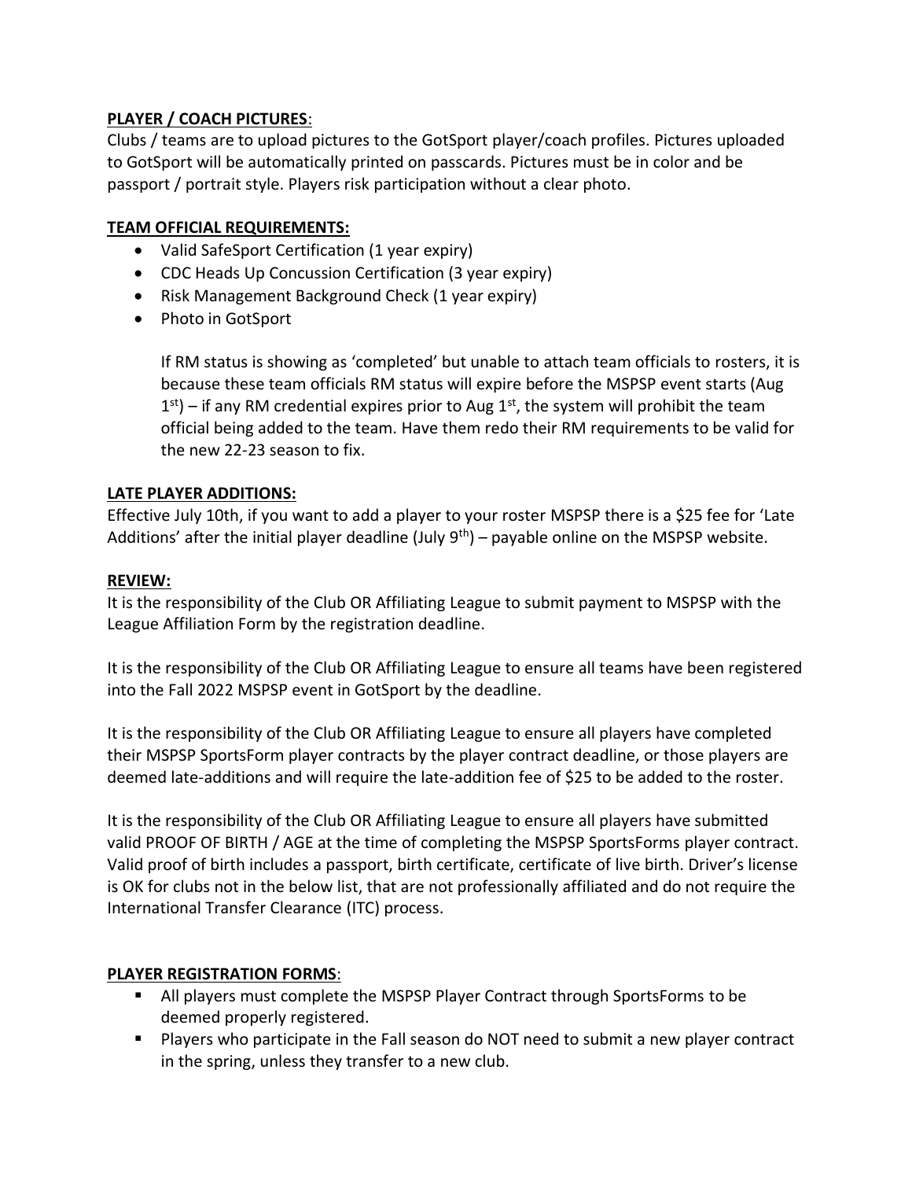**PLAYER / COACH PICTURES**:

Clubs / teams are to upload pictures to the GotSport player/coach profiles. Pictures uploaded to GotSport will be automatically printed on passcards. Pictures must be in color and be passport / portrait style. Players risk participation without a clear photo.

**TEAM OFFICIAL REQUIREMENTS:**

- Valid SafeSport Certification (1 year expiry)
- CDC Heads Up Concussion Certification (3 year expiry)
- Risk Management Background Check (1 year expiry)
- Photo in GotSport

  If RM status is showing as 'completed' but unable to attach team officials to rosters, it is because these team officials RM status will expire before the MSPSP event starts (Aug 1st) – if any RM credential expires prior to Aug 1st, the system will prohibit the team official being added to the team. Have them redo their RM requirements to be valid for the new 22-23 season to fix.

**LATE PLAYER ADDITIONS:**

Effective July 10th, if you want to add a player to your roster MSPSP there is a $25 fee for 'Late Additions' after the initial player deadline (July 9th) – payable online on the MSPSP website.

**REVIEW:**

It is the responsibility of the Club OR Affiliating League to submit payment to MSPSP with the League Affiliation Form by the registration deadline.

It is the responsibility of the Club OR Affiliating League to ensure all teams have been registered into the Fall 2022 MSPSP event in GotSport by the deadline.

It is the responsibility of the Club OR Affiliating League to ensure all players have completed their MSPSP SportsForm player contracts by the player contract deadline, or those players are deemed late-additions and will require the late-addition fee of $25 to be added to the roster.

It is the responsibility of the Club OR Affiliating League to ensure all players have submitted valid PROOF OF BIRTH / AGE at the time of completing the MSPSP SportsForms player contract. Valid proof of birth includes a passport, birth certificate, certificate of live birth. Driver's license is OK for clubs not in the below list, that are not professionally affiliated and do not require the International Transfer Clearance (ITC) process.

**PLAYER REGISTRATION FORMS**:

- All players must complete the MSPSP Player Contract through SportsForms to be deemed properly registered.
- Players who participate in the Fall season do NOT need to submit a new player contract in the spring, unless they transfer to a new club.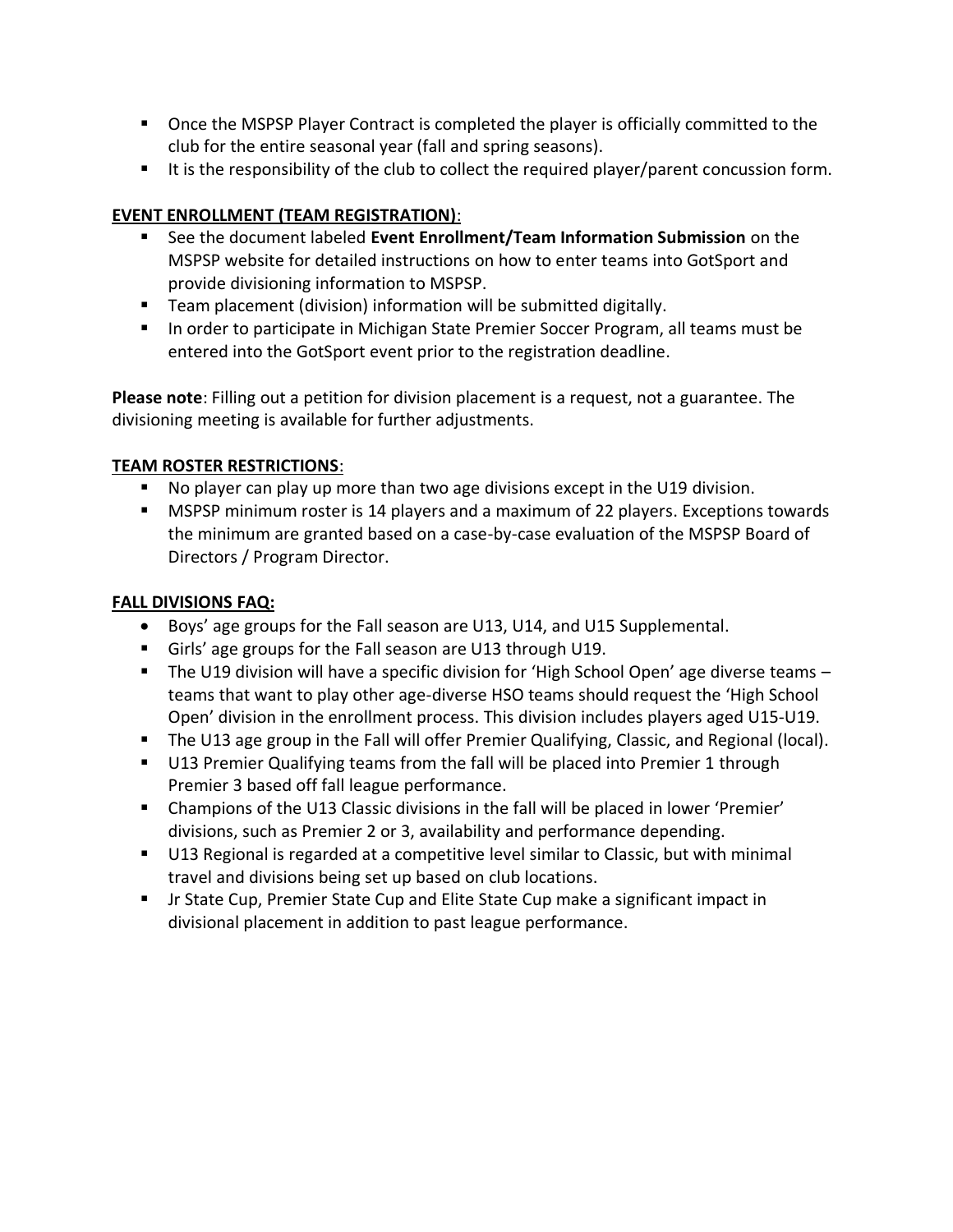- Once the MSPSP Player Contract is completed the player is officially committed to the club for the entire seasonal year (fall and spring seasons).
- It is the responsibility of the club to collect the required player/parent concussion form.

**EVENT ENROLLMENT (TEAM REGISTRATION)**:

- See the document labeled **Event Enrollment/Team Information Submission** on the MSPSP website for detailed instructions on how to enter teams into GotSport and provide divisioning information to MSPSP.
- Team placement (division) information will be submitted digitally.
- In order to participate in Michigan State Premier Soccer Program, all teams must be entered into the GotSport event prior to the registration deadline.

**Please note**: Filling out a petition for division placement is a request, not a guarantee. The divisioning meeting is available for further adjustments.

**TEAM ROSTER RESTRICTIONS**:

- No player can play up more than two age divisions except in the U19 division.
- MSPSP minimum roster is 14 players and a maximum of 22 players. Exceptions towards the minimum are granted based on a case-by-case evaluation of the MSPSP Board of Directors / Program Director.

**FALL DIVISIONS FAQ:**

- Boys' age groups for the Fall season are U13, U14, and U15 Supplemental.
- Girls' age groups for the Fall season are U13 through U19.
- The U19 division will have a specific division for 'High School Open' age diverse teams – teams that want to play other age-diverse HSO teams should request the 'High School Open' division in the enrollment process. This division includes players aged U15-U19.
- The U13 age group in the Fall will offer Premier Qualifying, Classic, and Regional (local).
- U13 Premier Qualifying teams from the fall will be placed into Premier 1 through Premier 3 based off fall league performance.
- Champions of the U13 Classic divisions in the fall will be placed in lower 'Premier' divisions, such as Premier 2 or 3, availability and performance depending.
- U13 Regional is regarded at a competitive level similar to Classic, but with minimal travel and divisions being set up based on club locations.
- Jr State Cup, Premier State Cup and Elite State Cup make a significant impact in divisional placement in addition to past league performance.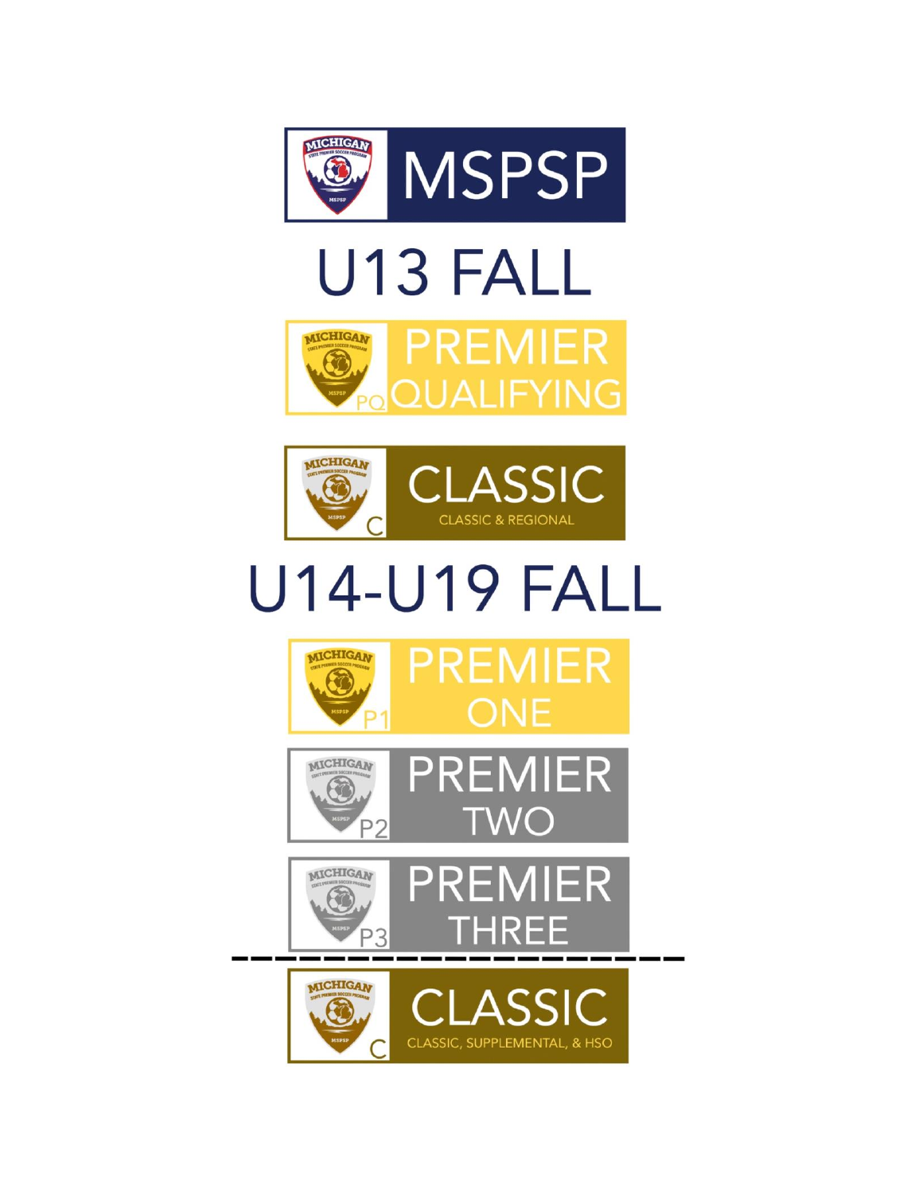# MSPSP

## U13 FALL

PQ PREMIER QUALIFYING

C CLASSIC

CLASSIC & REGIONAL

## U14-U19 FALL

P1 PREMIER ONE

P2 PREMIER TWO

P3 PREMIER THREE

---

C CLASSIC

CLASSIC, SUPPLEMENTAL, & HSO